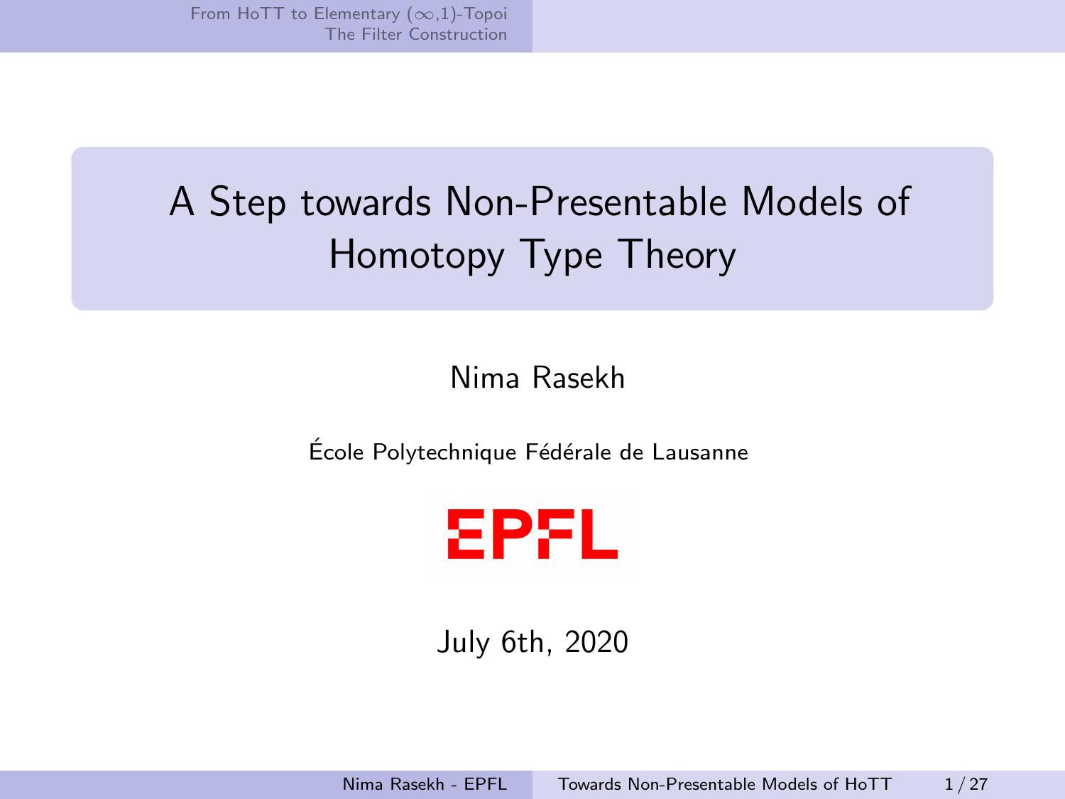# A Step towards Non-Presentable Models of Homotopy Type Theory

Nima Rasekh

École Polytechnique Fédérale de Lausanne

EPFL

July 6th, 2020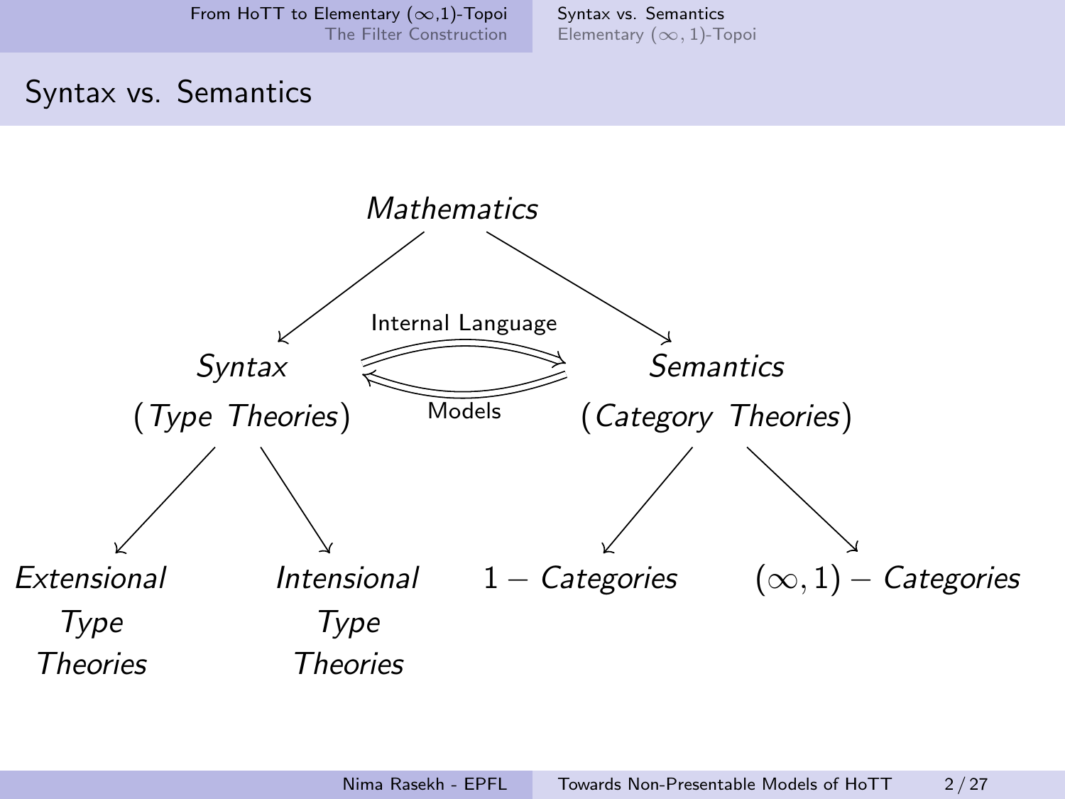## Syntax vs. Semantics

*Mathematics*

*Syntax* (*Type Theories*) — Internal Language / Models — *Semantics* (*Category Theories*)

*Extensional Type Theories*

*Intensional Type Theories*

$1-$ *Categories*

$(\infty,1)-$ *Categories*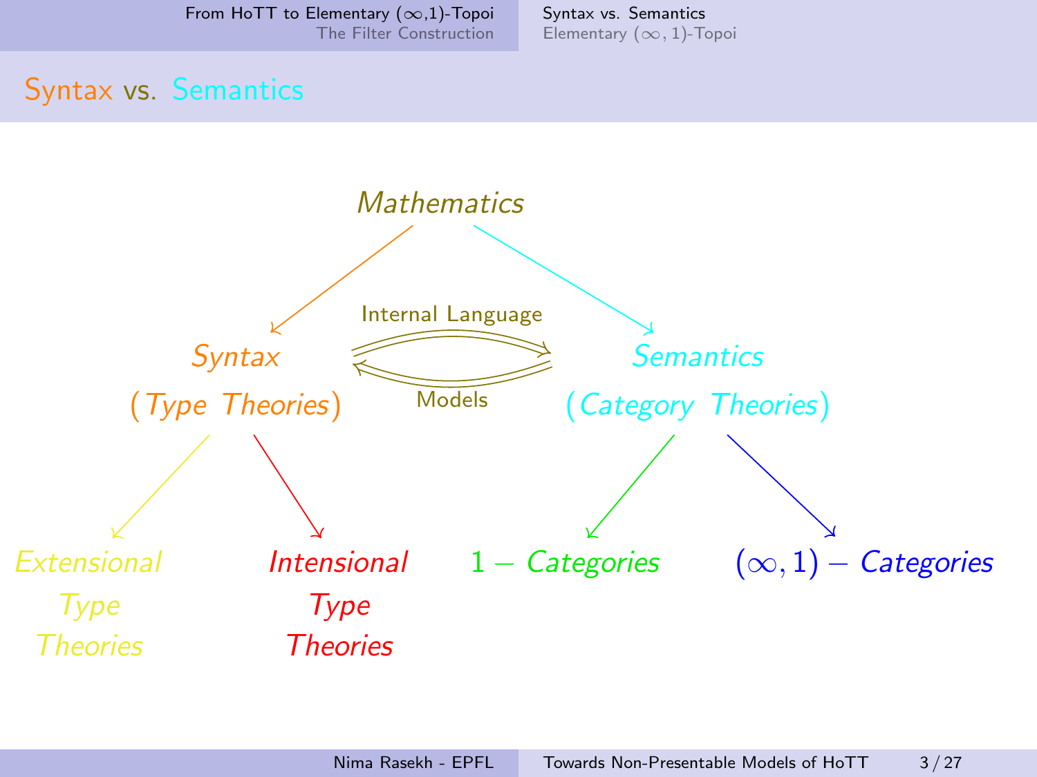## Syntax vs. Semantics

*Mathematics*

*Syntax* (*Type Theories*)

Internal Language

Models

*Semantics* (*Category Theories*)

*Extensional Type Theories*

*Intensional Type Theories*

$1-$ *Categories*

$(\infty, 1)-$ *Categories*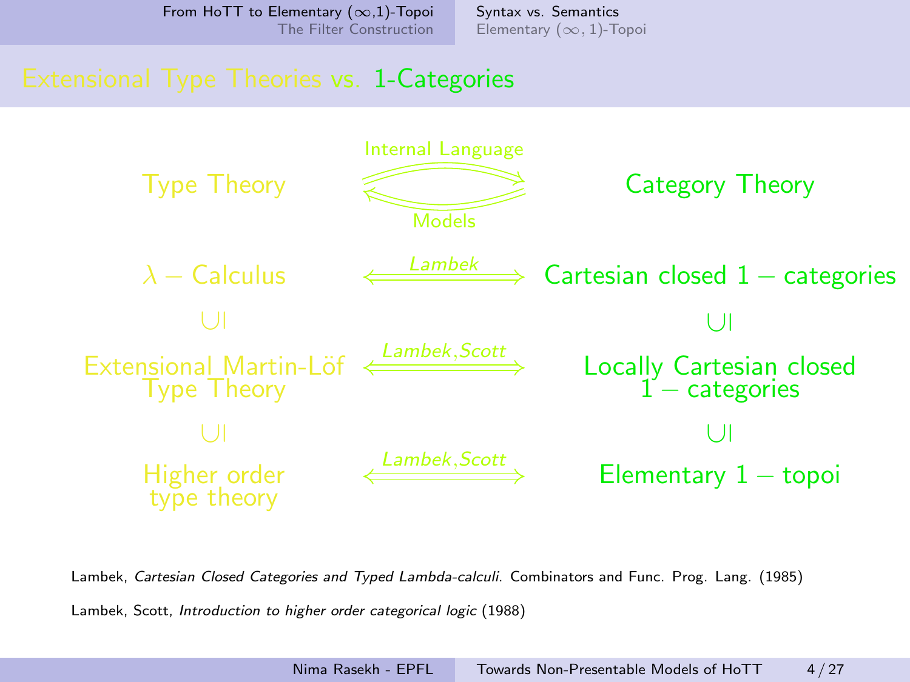# Extensional Type Theories vs. 1-Categories

| Type Theory | Internal Language ⇄ Models | Category Theory |
| --- | --- | --- |
| $\lambda-$Calculus | $\xleftrightarrow{\textit{Lambek}}$ | Cartesian closed $1-$categories |
| ∪\| | | ∪\| |
| Extensional Martin-Löf Type Theory | $\xleftrightarrow{\textit{Lambek,Scott}}$ | Locally Cartesian closed $1-$categories |
| ∪\| | | ∪\| |
| Higher order type theory | $\xleftrightarrow{\textit{Lambek,Scott}}$ | Elementary $1-$topoi |

Lambek, *Cartesian Closed Categories and Typed Lambda-calculi*. Combinators and Func. Prog. Lang. (1985)

Lambek, Scott, *Introduction to higher order categorical logic* (1988)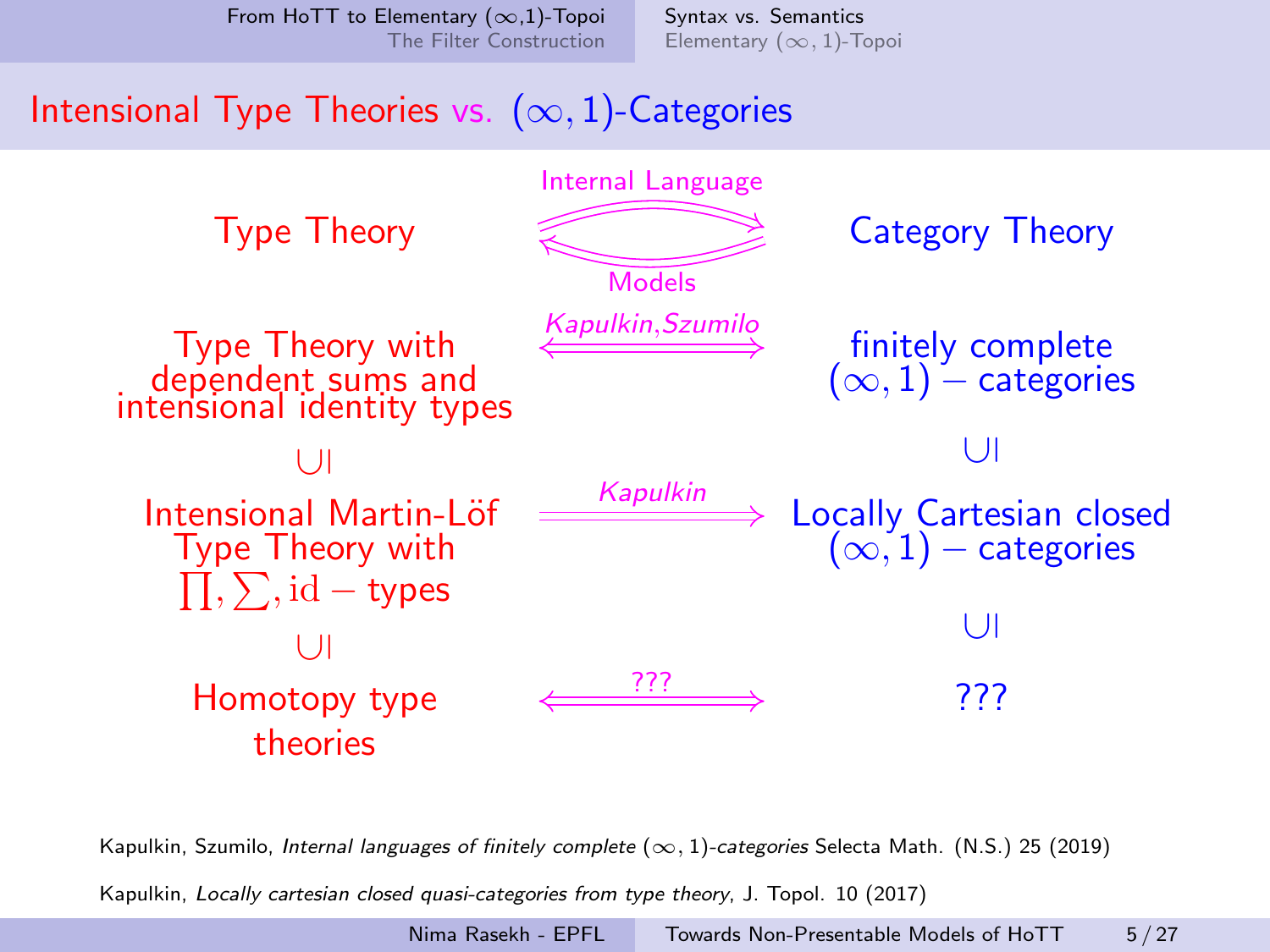## Intensional Type Theories vs. $(\infty, 1)$-Categories

| Type Theory | Internal Language / Models ($\rightleftarrows$) | Category Theory |
|---|---|---|
| Type Theory with dependent sums and intensional identity types | *Kapulkin, Szumilo* ($\Longleftrightarrow$) | finitely complete $(\infty, 1)$ − categories |
| $\cup\vert$ | | $\cup\vert$ |
| Intensional Martin-Löf Type Theory with $\prod, \sum, \mathrm{id}$ − types | *Kapulkin* ($\Longrightarrow$) | Locally Cartesian closed $(\infty, 1)$ − categories |
| $\cup\vert$ | | $\cup\vert$ |
| Homotopy type theories | ??? ($\Longleftrightarrow$) | ??? |

Kapulkin, Szumilo, *Internal languages of finitely complete $(\infty, 1)$-categories* Selecta Math. (N.S.) 25 (2019)

Kapulkin, *Locally cartesian closed quasi-categories from type theory*, J. Topol. 10 (2017)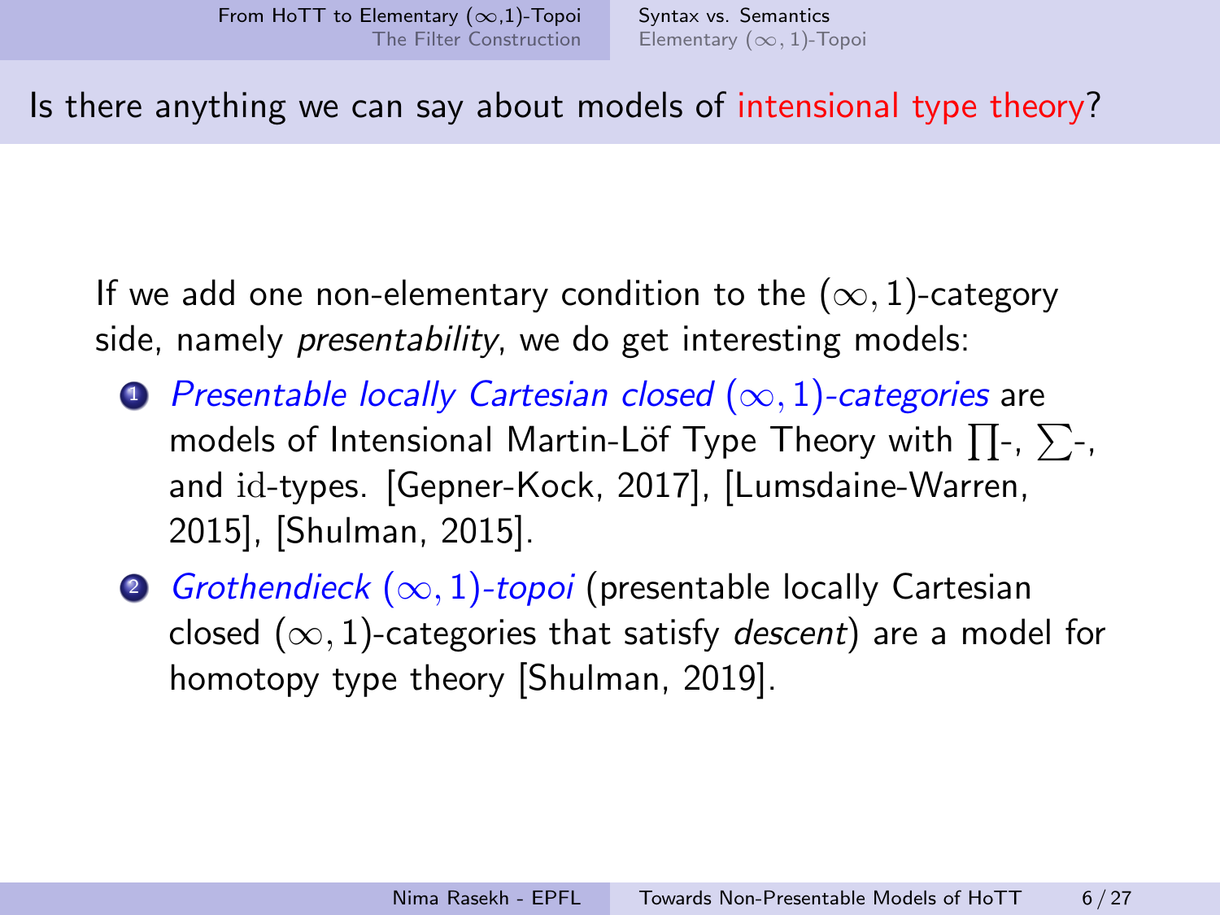## Is there anything we can say about models of intensional type theory?

If we add one non-elementary condition to the $(\infty, 1)$-category side, namely *presentability*, we do get interesting models:

1. *Presentable locally Cartesian closed $(\infty, 1)$-categories* are models of Intensional Martin-Löf Type Theory with $\prod$-, $\sum$-, and $\mathrm{id}$-types. [Gepner-Kock, 2017], [Lumsdaine-Warren, 2015], [Shulman, 2015].
2. *Grothendieck $(\infty, 1)$-topoi* (presentable locally Cartesian closed $(\infty, 1)$-categories that satisfy *descent*) are a model for homotopy type theory [Shulman, 2019].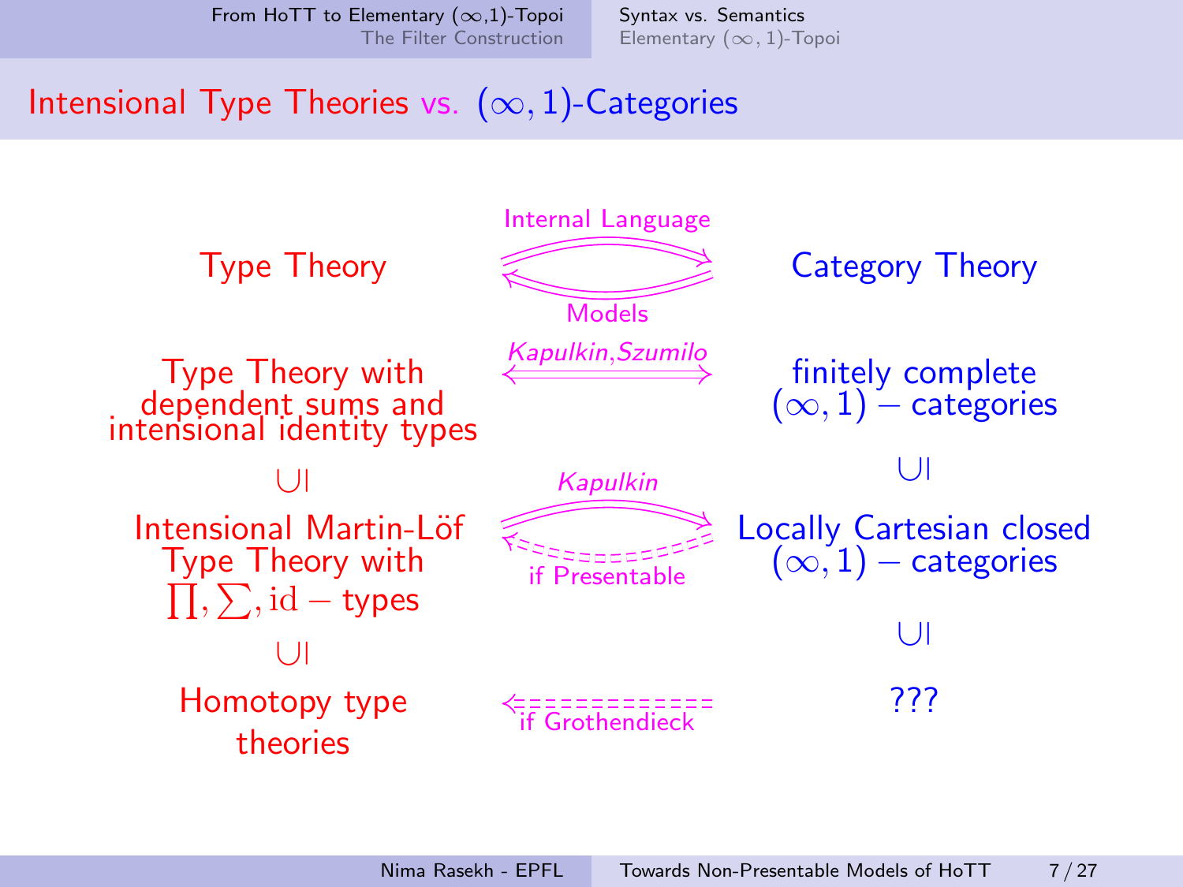## Intensional Type Theories vs. $(\infty,1)$-Categories

| Type Theory | | Category Theory |
|---|---|---|
| Type Theory | ⇄ Internal Language / Models | Category Theory |
| Type Theory with dependent sums and intensional identity types | ⟺ *Kapulkin, Szumilo* | finitely complete $(\infty,1)$ − categories |
| ∪\| | | ∪\| |
| Intensional Martin-Löf Type Theory with $\prod, \sum, \mathrm{id}$ − types | ⇒ *Kapulkin*; ⇐ (dashed) if Presentable | Locally Cartesian closed $(\infty,1)$ − categories |
| ∪\| | | ∪\| |
| Homotopy type theories | ⇐ (dashed) if Grothendieck | ??? |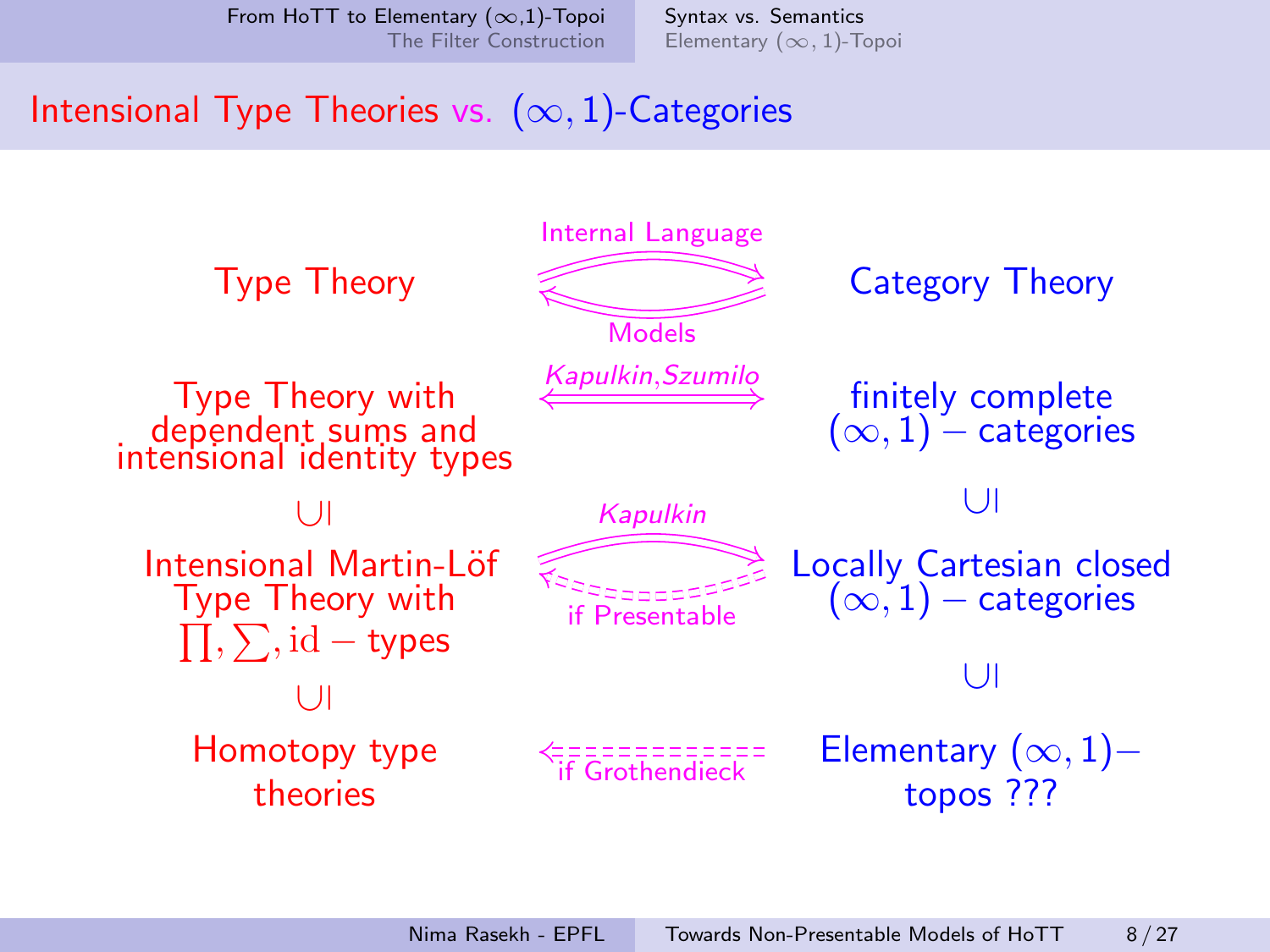# Intensional Type Theories vs. $(\infty, 1)$-Categories

| Type Theory | Internal Language → / ← Models | Category Theory |
|---|---|---|
| Type Theory with dependent sums and intensional identity types | *Kapulkin,Szumilo* ⟺ | finitely complete $(\infty, 1)-$categories |
| ∪\| | | ∪\| |
| Intensional Martin-Löf Type Theory with $\prod, \sum, \mathrm{id}-$types | *Kapulkin* → / ⇠ if Presentable | Locally Cartesian closed $(\infty, 1)-$categories |
| ∪\| | | ∪\| |
| Homotopy type theories | ⇠ if Grothendieck | Elementary $(\infty, 1)-$topos ??? |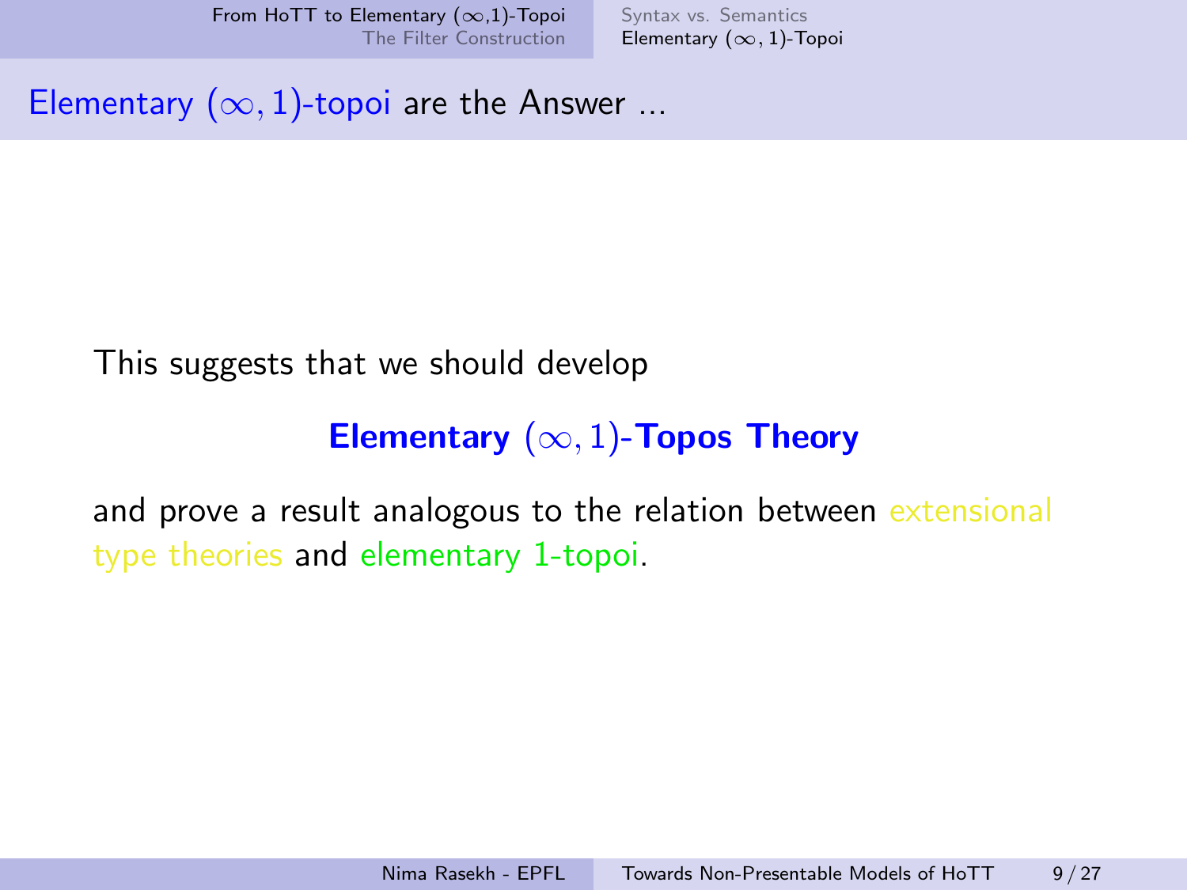## Elementary $(\infty, 1)$-topoi are the Answer ...

This suggests that we should develop

**Elementary $(\infty, 1)$-Topos Theory**

and prove a result analogous to the relation between extensional type theories and elementary 1-topoi.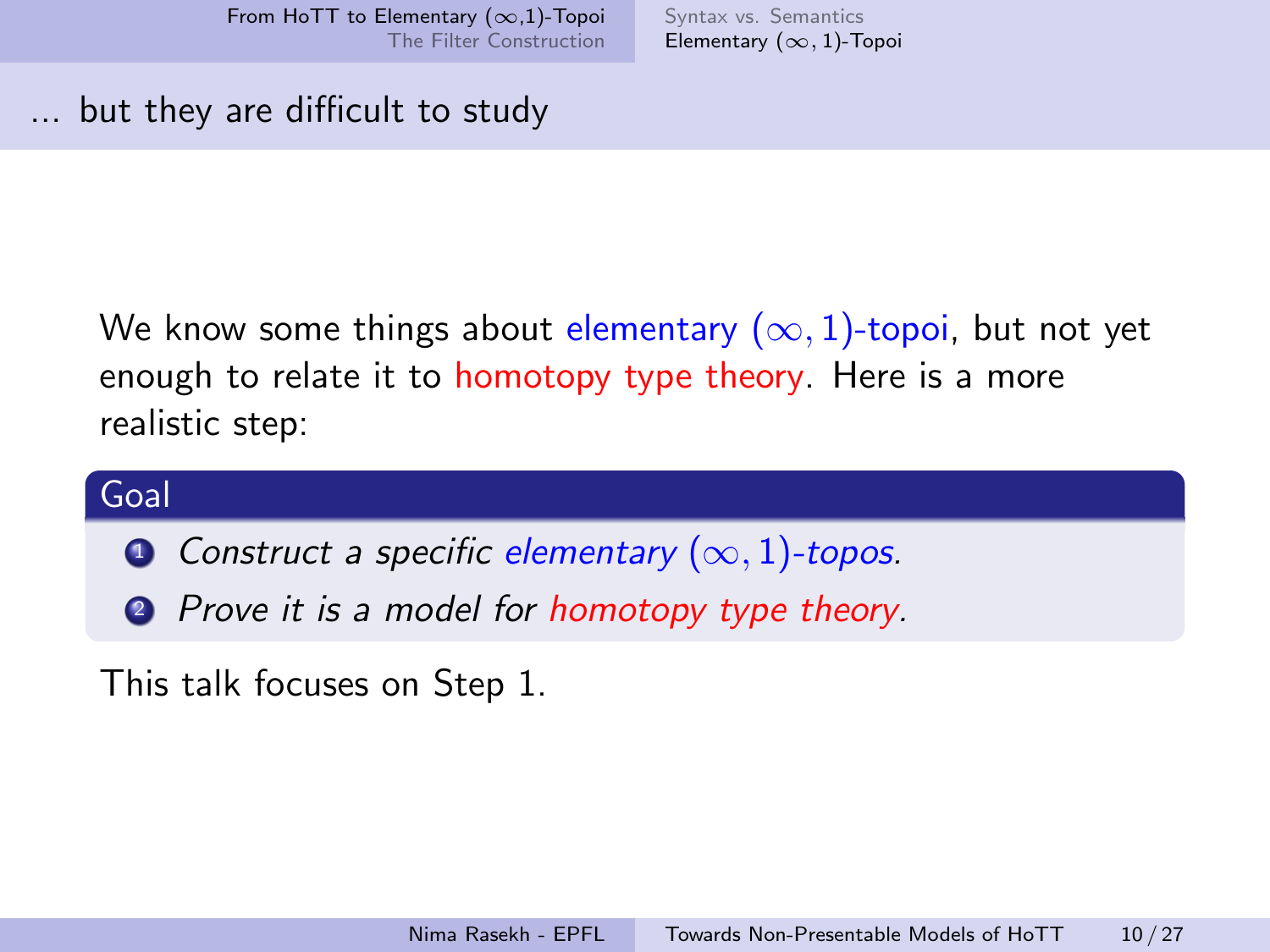## ... but they are difficult to study

We know some things about elementary $(\infty, 1)$-topoi, but not yet enough to relate it to homotopy type theory. Here is a more realistic step:

**Goal**

1. *Construct a specific elementary $(\infty, 1)$-topos.*
2. *Prove it is a model for homotopy type theory.*

This talk focuses on Step 1.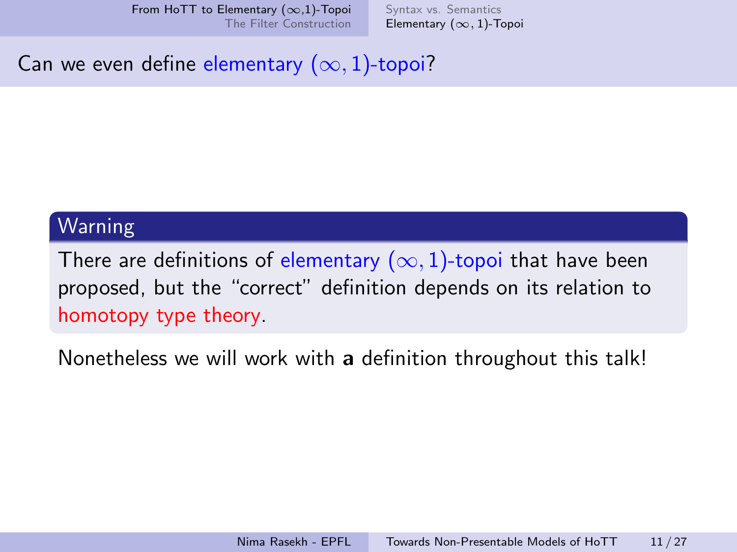# Can we even define elementary $(\infty, 1)$-topoi?

**Warning**

There are definitions of elementary $(\infty, 1)$-topoi that have been proposed, but the "correct" definition depends on its relation to homotopy type theory.

Nonetheless we will work with **a** definition throughout this talk!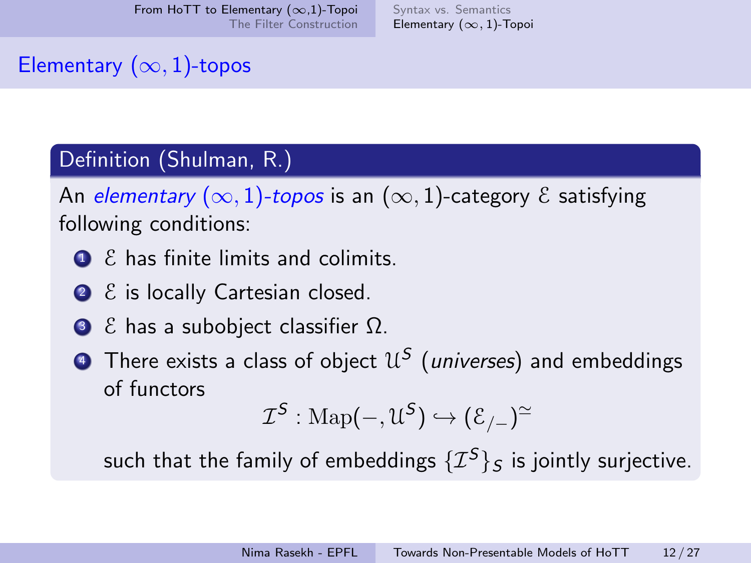## Elementary $(\infty, 1)$-topos

**Definition (Shulman, R.)**

An *elementary $(\infty, 1)$-topos* is an $(\infty, 1)$-category $\mathcal{E}$ satisfying following conditions:

1. $\mathcal{E}$ has finite limits and colimits.
2. $\mathcal{E}$ is locally Cartesian closed.
3. $\mathcal{E}$ has a subobject classifier $\Omega$.
4. There exists a class of object $\mathcal{U}^S$ (*universes*) and embeddings of functors

$$\mathcal{I}^S : \mathrm{Map}(-, \mathcal{U}^S) \hookrightarrow (\mathcal{E}_{/-})^{\simeq}$$

   such that the family of embeddings $\{\mathcal{I}^S\}_S$ is jointly surjective.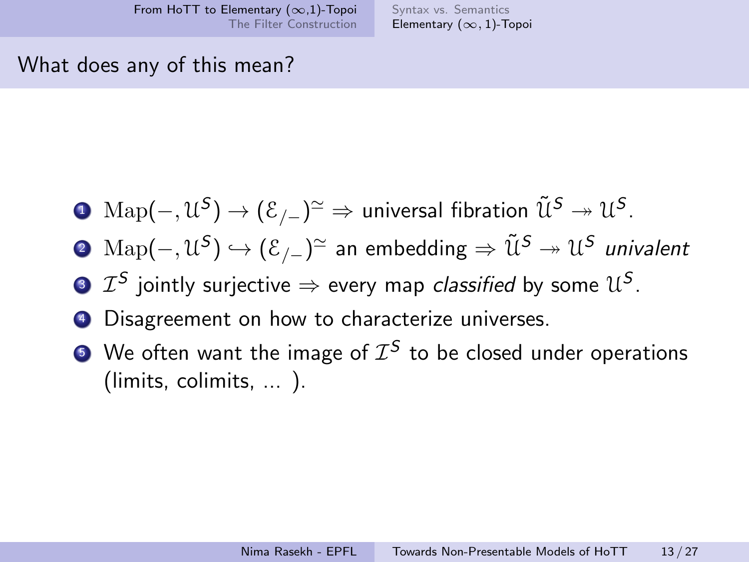## What does any of this mean?

1. $\mathrm{Map}(-, \mathcal{U}^S) \to (\mathcal{E}_{/-})^{\simeq} \Rightarrow$ universal fibration $\tilde{\mathcal{U}}^S \twoheadrightarrow \mathcal{U}^S$.
2. $\mathrm{Map}(-, \mathcal{U}^S) \hookrightarrow (\mathcal{E}_{/-})^{\simeq}$ an embedding $\Rightarrow \tilde{\mathcal{U}}^S \twoheadrightarrow \mathcal{U}^S$ *univalent*
3. $\mathcal{I}^S$ jointly surjective $\Rightarrow$ every map *classified* by some $\mathcal{U}^S$.
4. Disagreement on how to characterize universes.
5. We often want the image of $\mathcal{I}^S$ to be closed under operations (limits, colimits, ... ).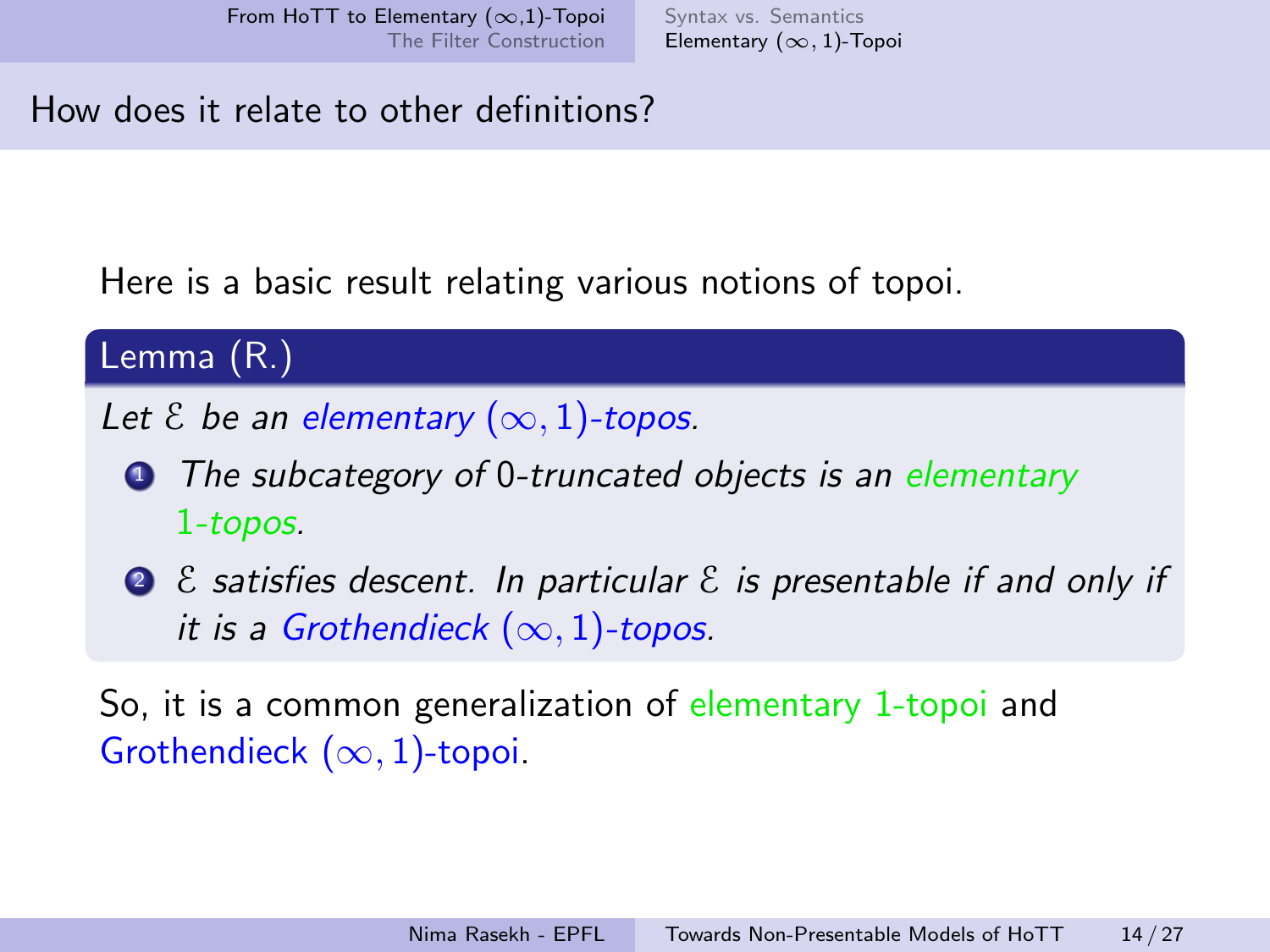## How does it relate to other definitions?

Here is a basic result relating various notions of topoi.

**Lemma (R.)**

*Let $\mathcal{E}$ be an elementary $(\infty, 1)$-topos.*

1. *The subcategory of $0$-truncated objects is an elementary 1-topos.*
2. *$\mathcal{E}$ satisfies descent. In particular $\mathcal{E}$ is presentable if and only if it is a Grothendieck $(\infty, 1)$-topos.*

So, it is a common generalization of elementary 1-topoi and Grothendieck $(\infty, 1)$-topoi.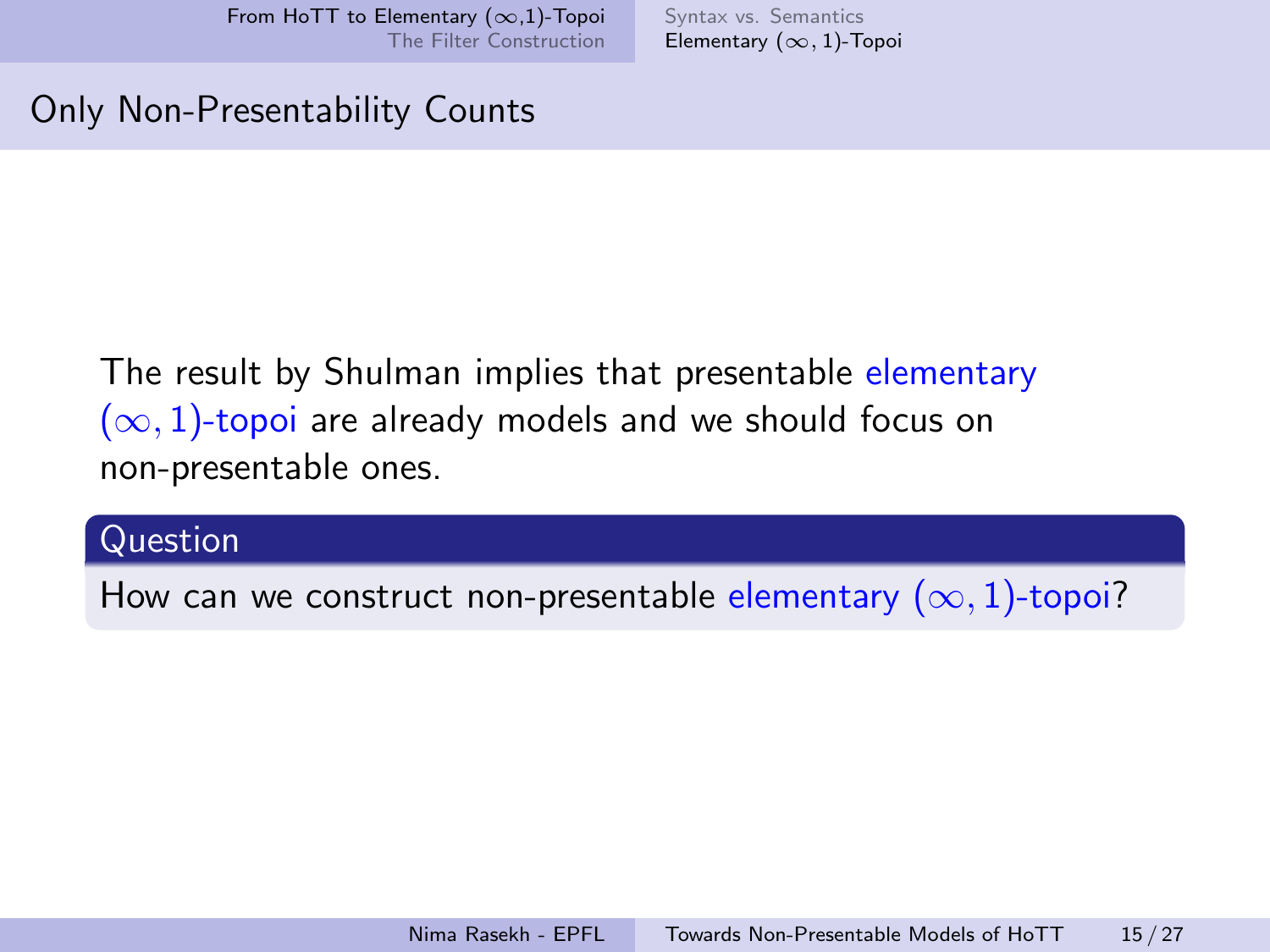# Only Non-Presentability Counts

The result by Shulman implies that presentable elementary $(\infty, 1)$-topoi are already models and we should focus on non-presentable ones.

**Question**

How can we construct non-presentable elementary $(\infty, 1)$-topoi?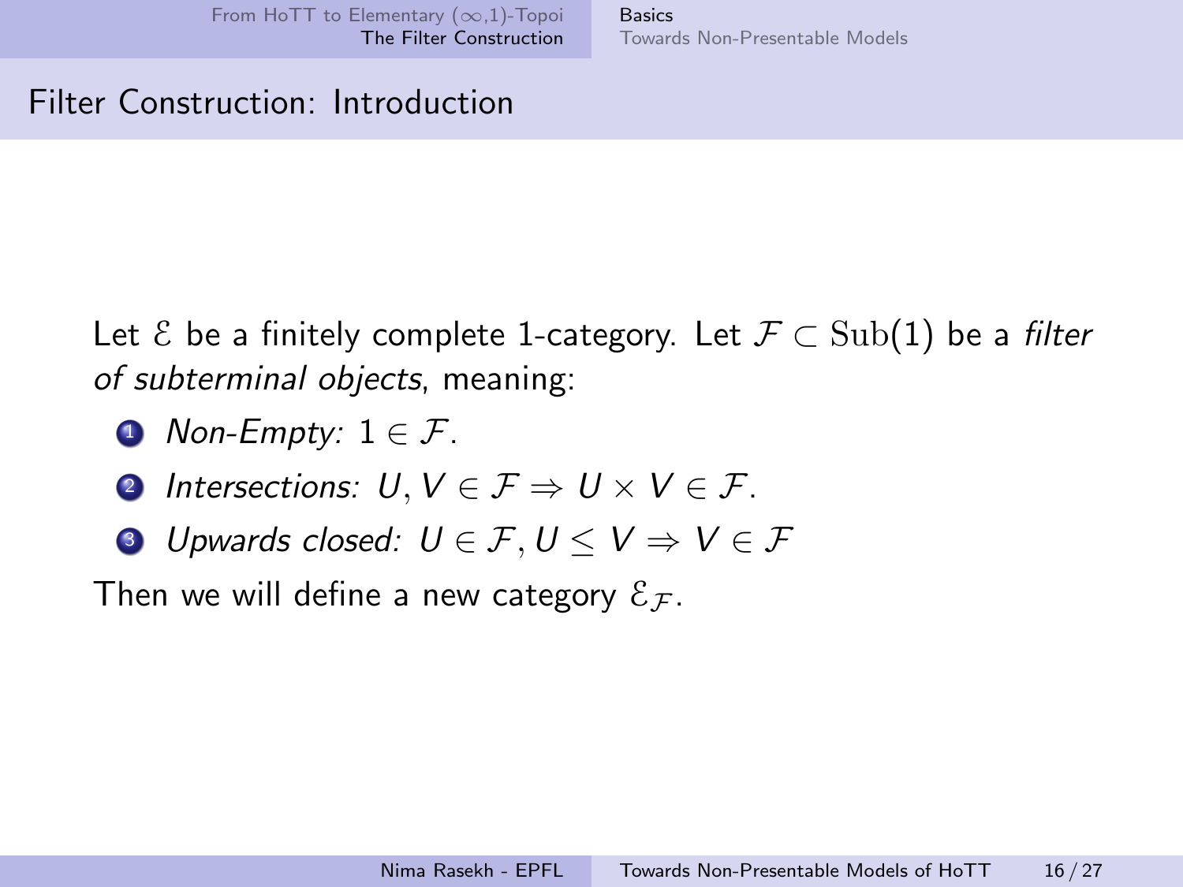## Filter Construction: Introduction

Let $\mathcal{E}$ be a finitely complete 1-category. Let $\mathcal{F} \subset \mathrm{Sub}(1)$ be a *filter of subterminal objects*, meaning:

1. *Non-Empty:* $1 \in \mathcal{F}$.
2. *Intersections:* $U, V \in \mathcal{F} \Rightarrow U \times V \in \mathcal{F}$.
3. *Upwards closed:* $U \in \mathcal{F}, U \leq V \Rightarrow V \in \mathcal{F}$

Then we will define a new category $\mathcal{E}_{\mathcal{F}}$.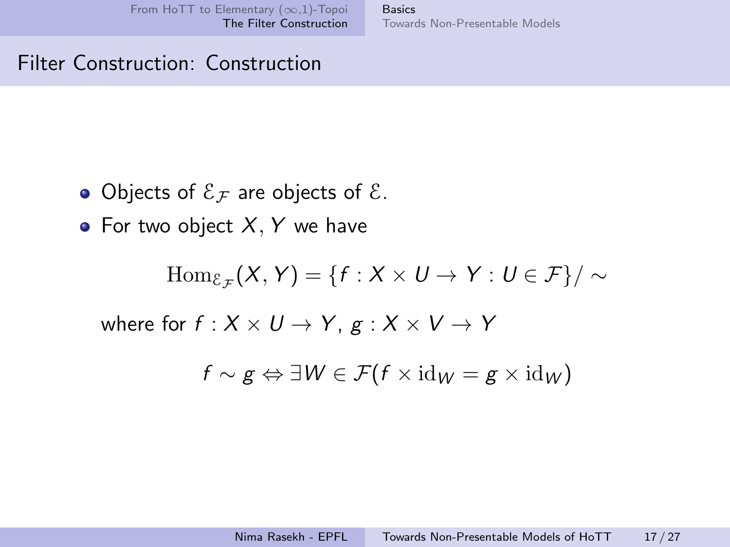## Filter Construction: Construction

- Objects of $\mathcal{E}_{\mathcal{F}}$ are objects of $\mathcal{E}$.
- For two object $X, Y$ we have

$$\mathrm{Hom}_{\mathcal{E}_{\mathcal{F}}}(X, Y) = \{f : X \times U \to Y : U \in \mathcal{F}\}/\sim$$

  where for $f : X \times U \to Y$, $g : X \times V \to Y$

$$f \sim g \Leftrightarrow \exists W \in \mathcal{F}(f \times \mathrm{id}_W = g \times \mathrm{id}_W)$$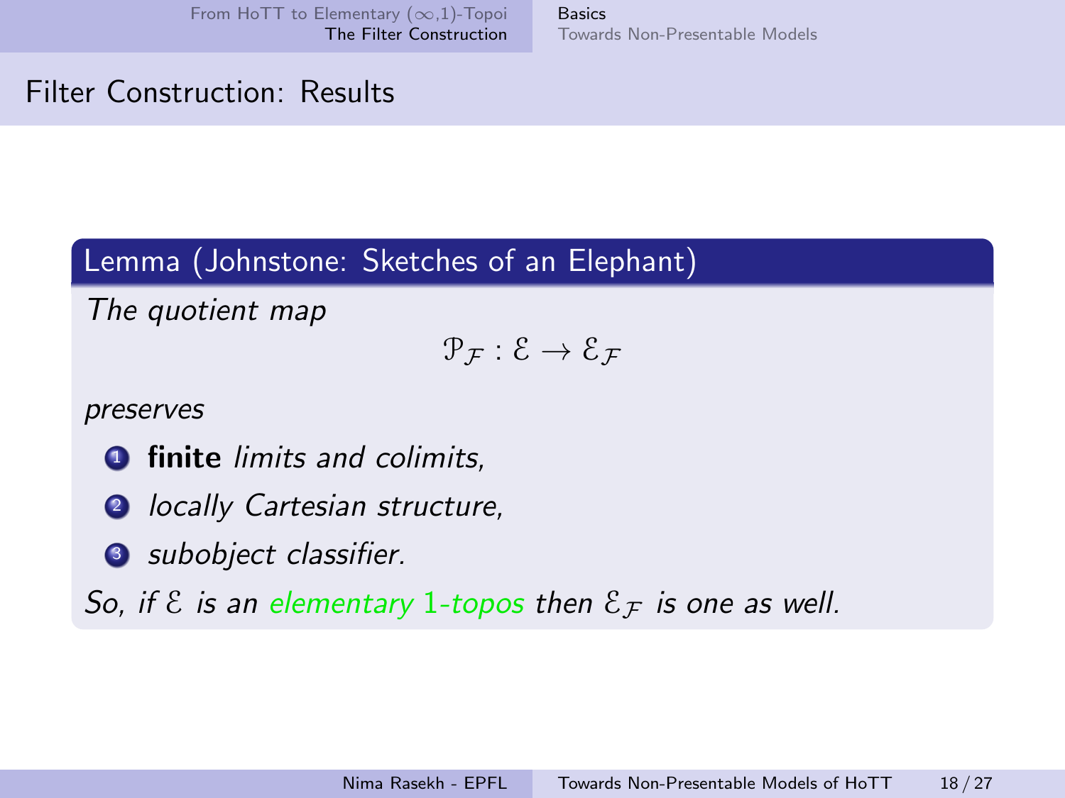## Filter Construction: Results

**Lemma (Johnstone: Sketches of an Elephant)**

*The quotient map*

$$\mathcal{P}_{\mathcal{F}} : \mathcal{E} \to \mathcal{E}_{\mathcal{F}}$$

*preserves*

1. **finite** *limits and colimits,*
2. *locally Cartesian structure,*
3. *subobject classifier.*

*So, if $\mathcal{E}$ is an elementary 1-topos then $\mathcal{E}_{\mathcal{F}}$ is one as well.*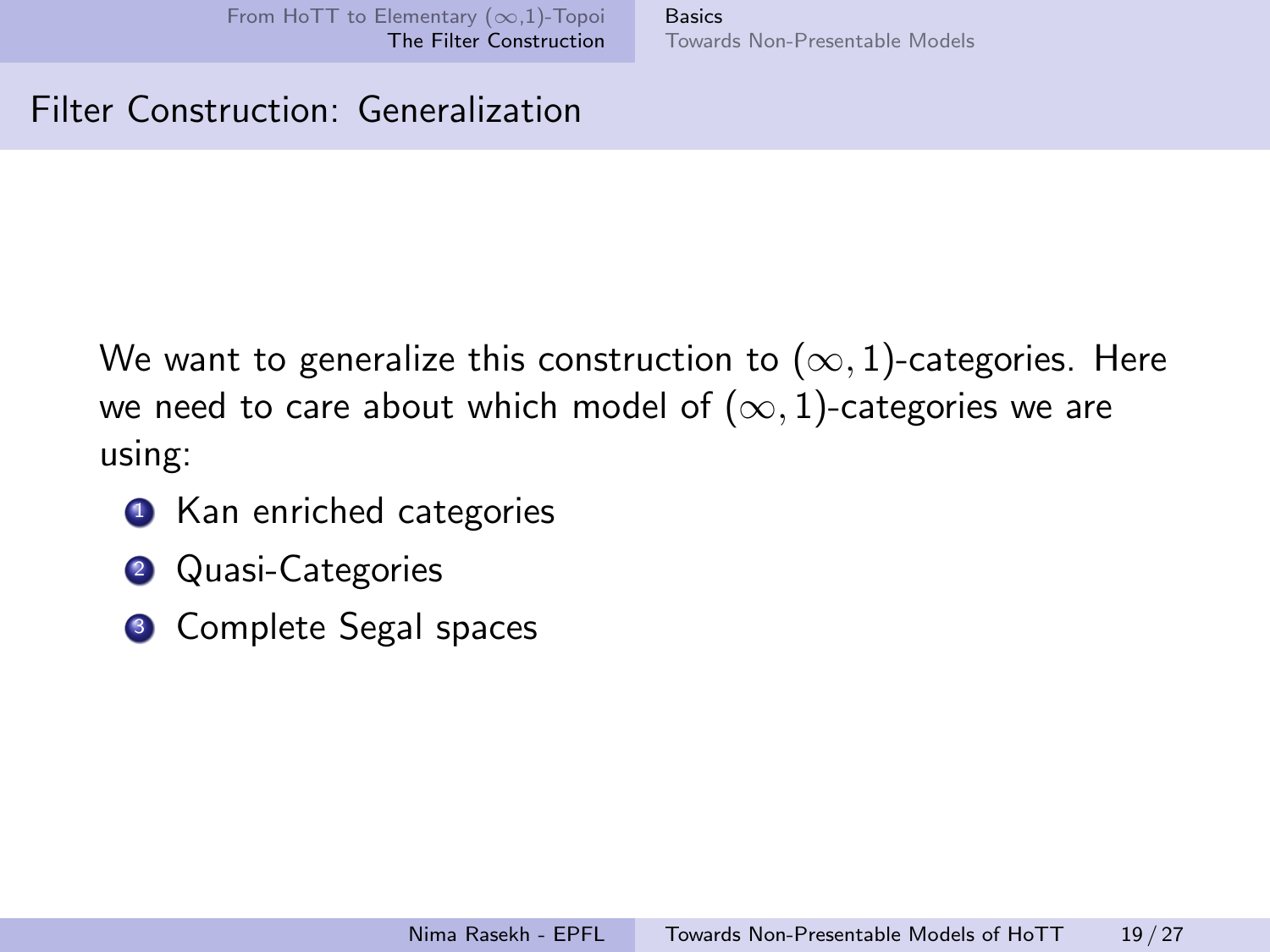## Filter Construction: Generalization

We want to generalize this construction to $(\infty, 1)$-categories. Here we need to care about which model of $(\infty, 1)$-categories we are using:

1. Kan enriched categories
2. Quasi-Categories
3. Complete Segal spaces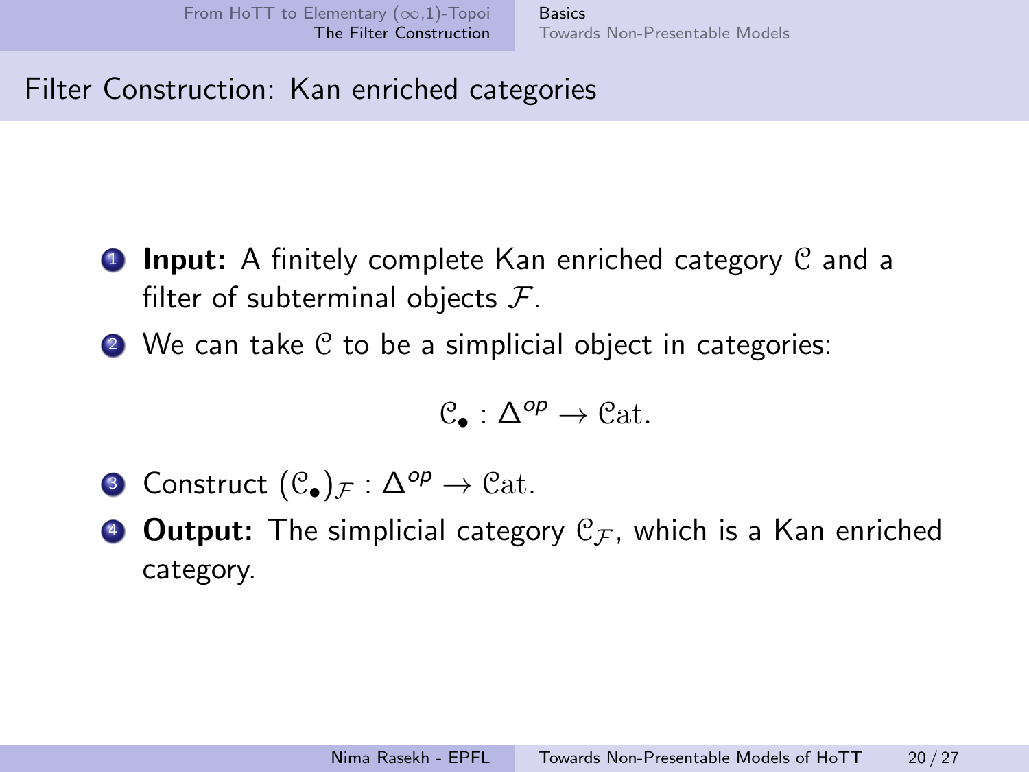# Filter Construction: Kan enriched categories

1. **Input:** A finitely complete Kan enriched category $\mathcal{C}$ and a filter of subterminal objects $\mathcal{F}$.
2. We can take $\mathcal{C}$ to be a simplicial object in categories:

$$\mathcal{C}_\bullet : \Delta^{op} \to \mathcal{C}\text{at}.$$

3. Construct $(\mathcal{C}_\bullet)_\mathcal{F} : \Delta^{op} \to \mathcal{C}\text{at}$.
4. **Output:** The simplicial category $\mathcal{C}_\mathcal{F}$, which is a Kan enriched category.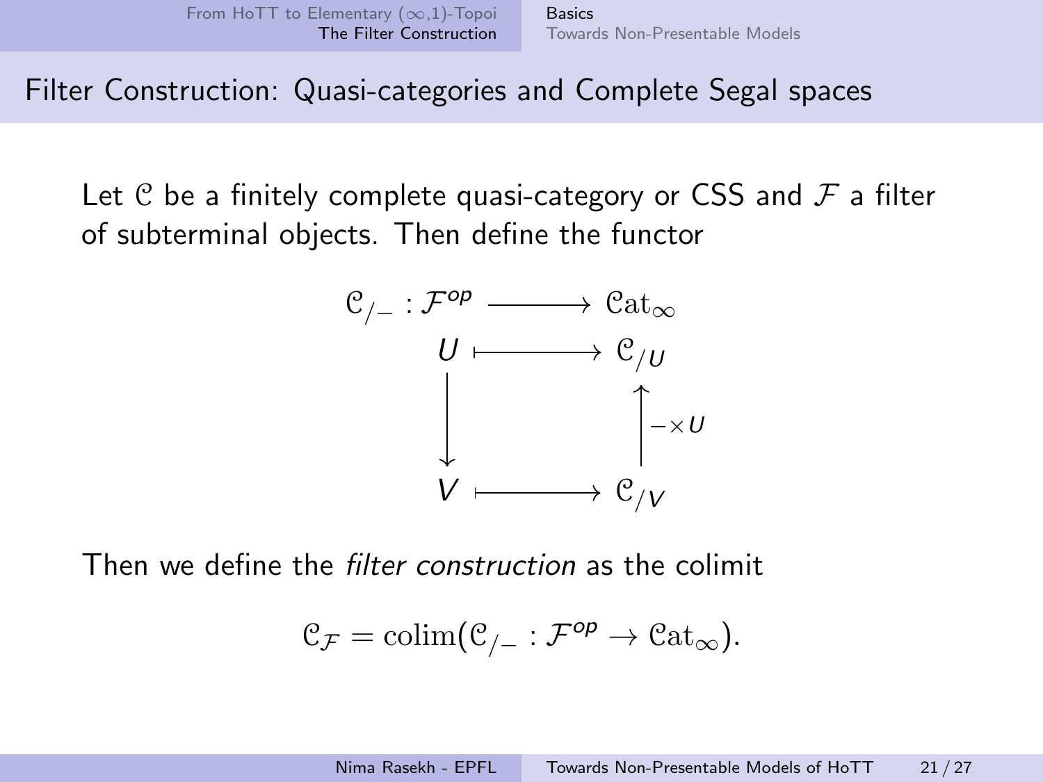## Filter Construction: Quasi-categories and Complete Segal spaces

Let $\mathcal{C}$ be a finitely complete quasi-category or CSS and $\mathcal{F}$ a filter of subterminal objects. Then define the functor

$$
\begin{array}{ccc}
\mathcal{C}_{/-} : \mathcal{F}^{op} & \longrightarrow & \mathcal{C}\mathrm{at}_\infty \\
U & \longmapsto & \mathcal{C}_{/U} \\
\big\downarrow & & \big\uparrow {\scriptstyle - \times U} \\
V & \longmapsto & \mathcal{C}_{/V}
\end{array}
$$

Then we define the *filter construction* as the colimit

$$\mathcal{C}_{\mathcal{F}} = \mathrm{colim}(\mathcal{C}_{/-} : \mathcal{F}^{op} \to \mathcal{C}\mathrm{at}_\infty).$$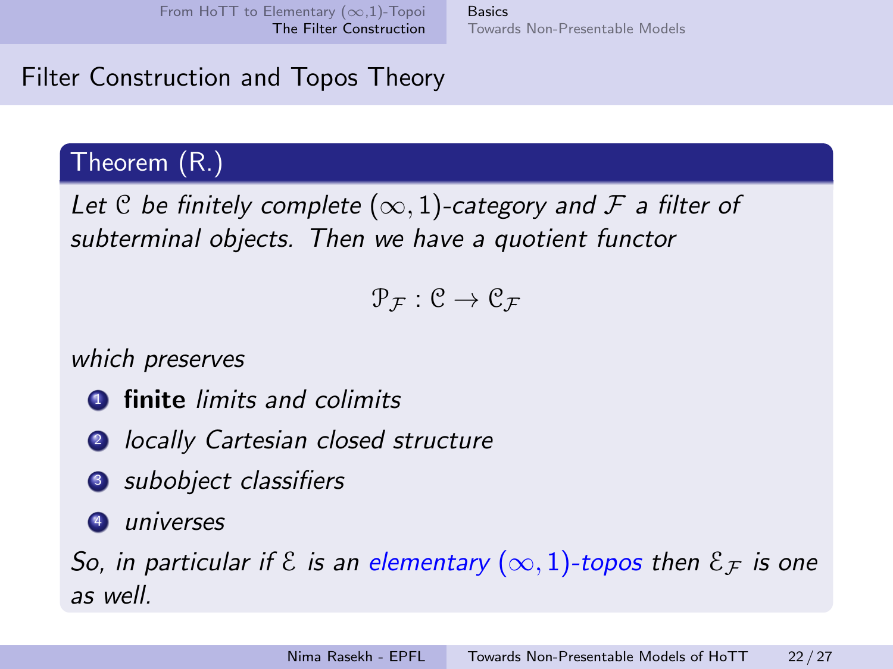## Filter Construction and Topos Theory

**Theorem (R.)**

*Let $\mathcal{C}$ be finitely complete $(\infty, 1)$-category and $\mathcal{F}$ a filter of subterminal objects. Then we have a quotient functor*

$$\mathcal{P}_{\mathcal{F}} : \mathcal{C} \to \mathcal{C}_{\mathcal{F}}$$

*which preserves*

1. **finite** *limits and colimits*
2. *locally Cartesian closed structure*
3. *subobject classifiers*
4. *universes*

*So, in particular if $\mathcal{E}$ is an elementary $(\infty, 1)$-topos then $\mathcal{E}_{\mathcal{F}}$ is one as well.*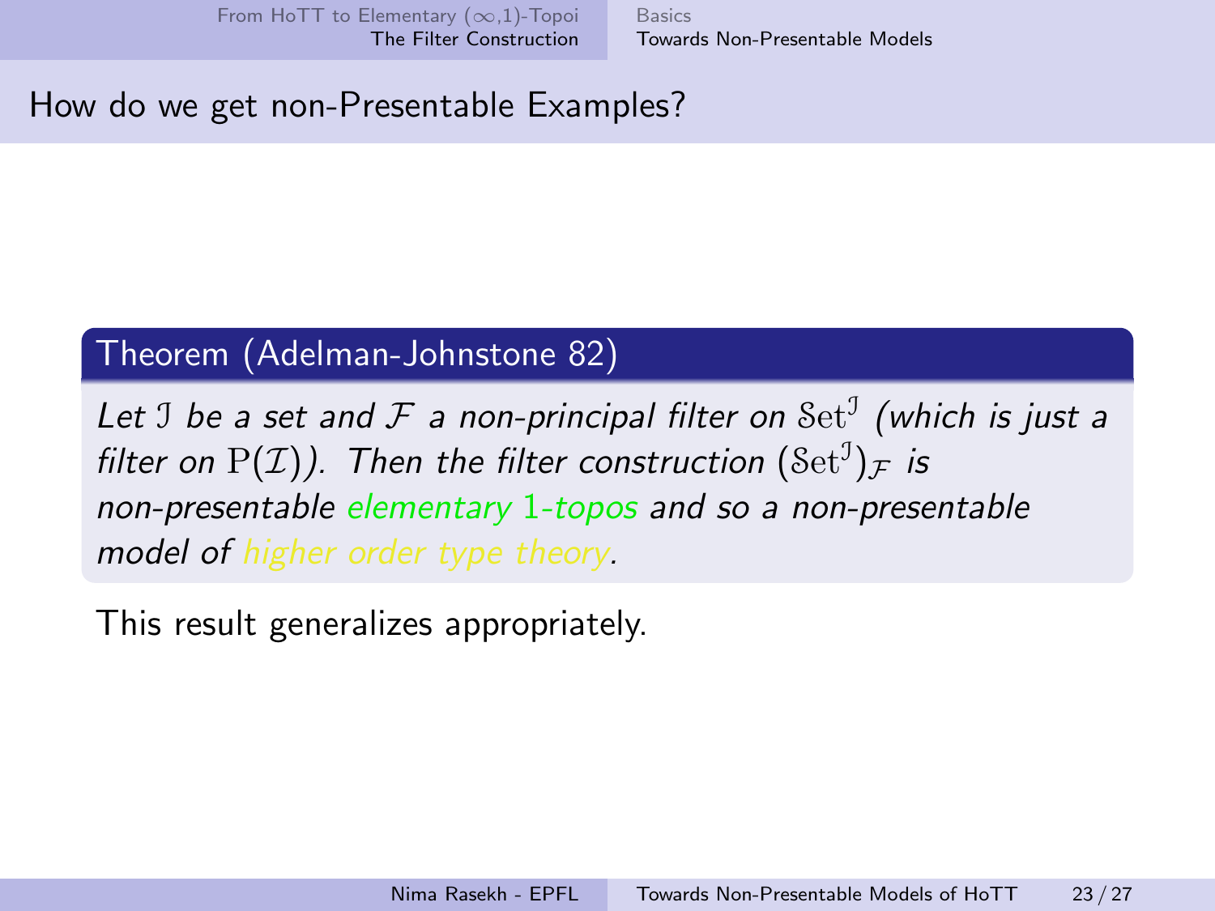## How do we get non-Presentable Examples?

**Theorem (Adelman-Johnstone 82)**

*Let $\mathcal{I}$ be a set and $\mathcal{F}$ a non-principal filter on $\mathcal{S}\text{et}^{\mathcal{I}}$ (which is just a filter on $\mathrm{P}(\mathcal{I})$). Then the filter construction $(\mathcal{S}\text{et}^{\mathcal{I}})_{\mathcal{F}}$ is non-presentable elementary 1-topos and so a non-presentable model of higher order type theory.*

This result generalizes appropriately.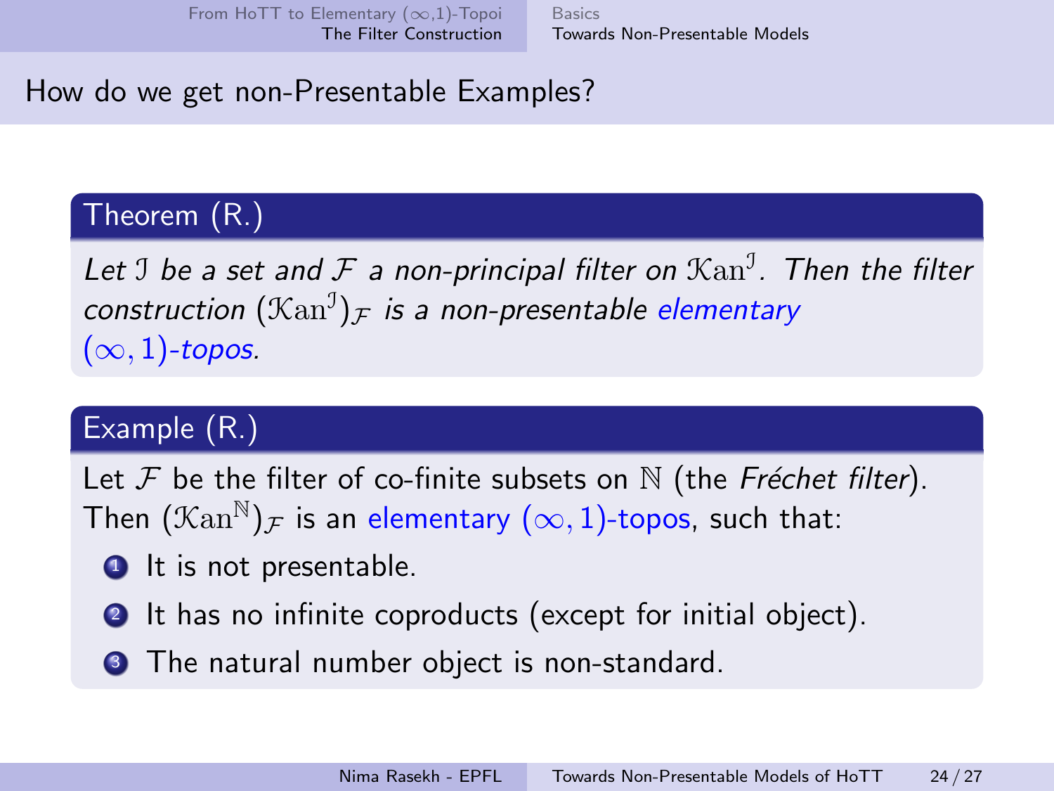## How do we get non-Presentable Examples?

**Theorem (R.)**

*Let $\mathcal{I}$ be a set and $\mathcal{F}$ a non-principal filter on $\mathcal{K}\text{an}^{\mathcal{I}}$. Then the filter construction $(\mathcal{K}\text{an}^{\mathcal{I}})_{\mathcal{F}}$ is a non-presentable elementary $(\infty, 1)$-topos.*

**Example (R.)**

Let $\mathcal{F}$ be the filter of co-finite subsets on $\mathbb{N}$ (the *Fréchet filter*). Then $(\mathcal{K}\text{an}^{\mathbb{N}})_{\mathcal{F}}$ is an elementary $(\infty, 1)$-topos, such that:

1. It is not presentable.
2. It has no infinite coproducts (except for initial object).
3. The natural number object is non-standard.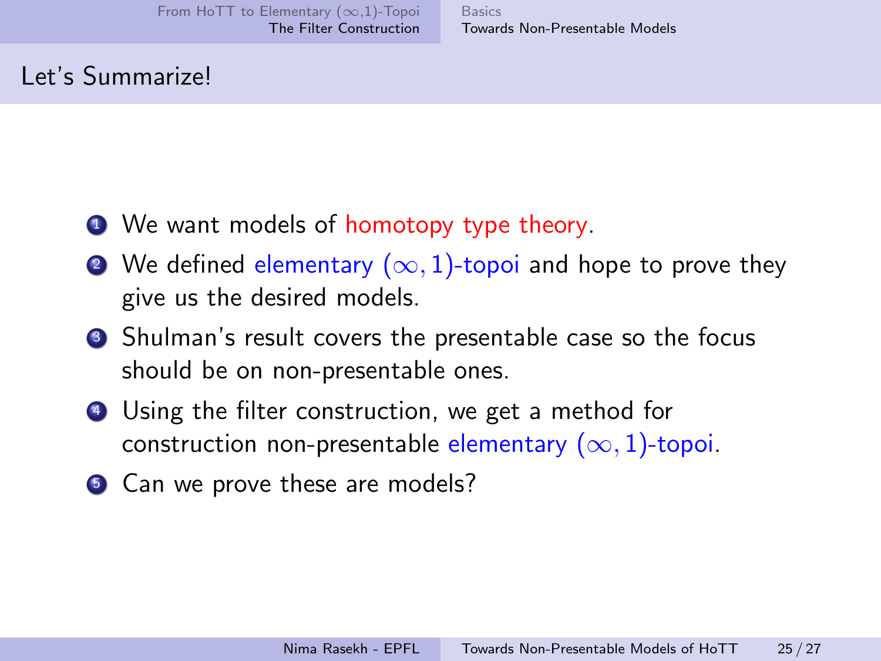## Let's Summarize!

1. We want models of homotopy type theory.
2. We defined elementary $(\infty, 1)$-topoi and hope to prove they give us the desired models.
3. Shulman's result covers the presentable case so the focus should be on non-presentable ones.
4. Using the filter construction, we get a method for construction non-presentable elementary $(\infty, 1)$-topoi.
5. Can we prove these are models?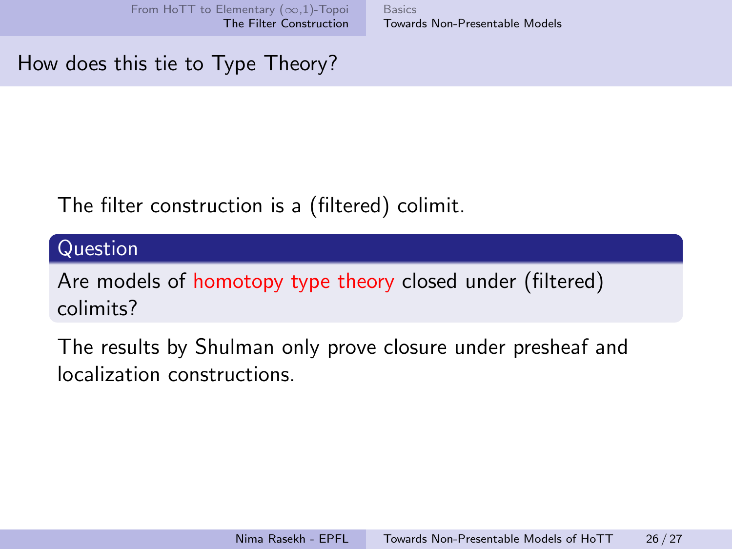## How does this tie to Type Theory?

The filter construction is a (filtered) colimit.

**Question**

Are models of homotopy type theory closed under (filtered) colimits?

The results by Shulman only prove closure under presheaf and localization constructions.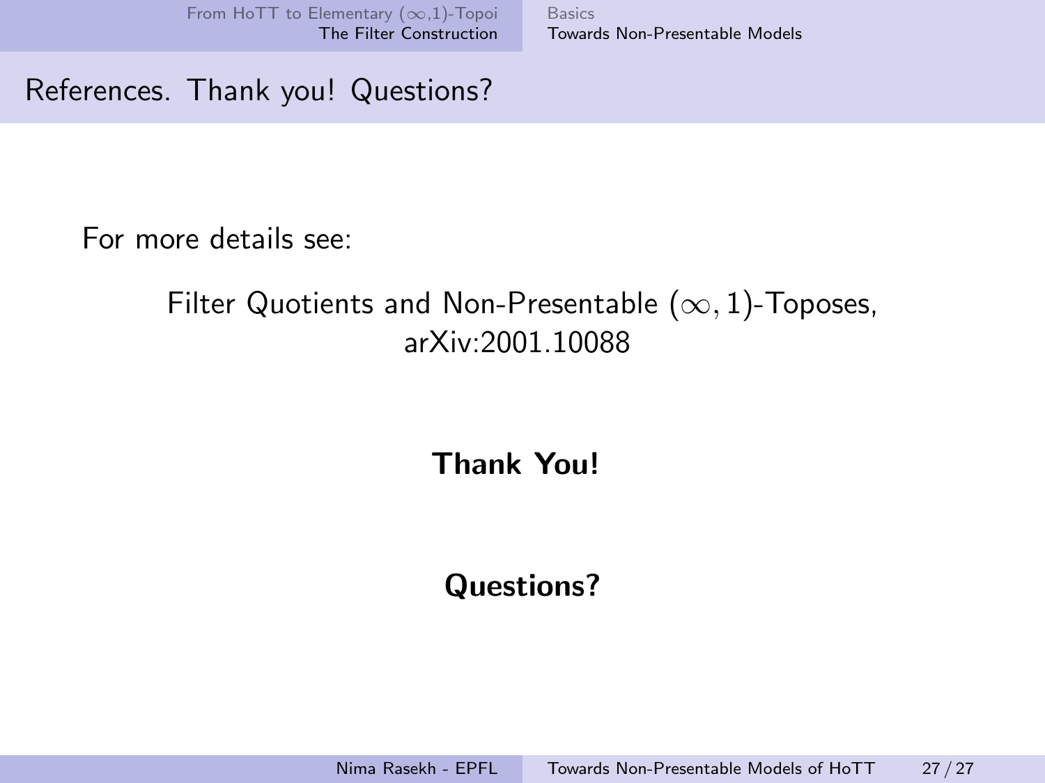## References. Thank you! Questions?

For more details see:

Filter Quotients and Non-Presentable $(\infty, 1)$-Toposes, arXiv:2001.10088

**Thank You!**

**Questions?**